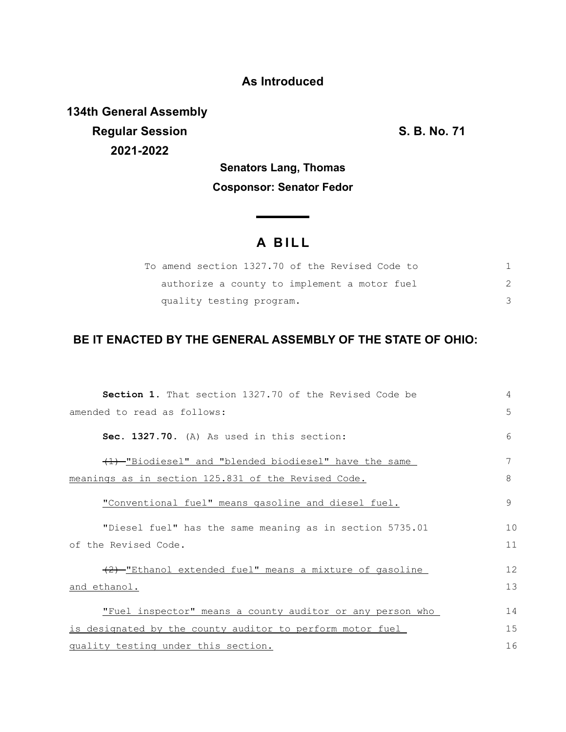**As Introduced**

**134th General Assembly**
**Regular Session** **S. B. No. 71**
**2021-2022**

**Senators Lang, Thomas**

**Cosponsor: Senator Fedor**

# A BILL

To amend section 1327.70 of the Revised Code to authorize a county to implement a motor fuel quality testing program.

## BE IT ENACTED BY THE GENERAL ASSEMBLY OF THE STATE OF OHIO:

**Section 1.** That section 1327.70 of the Revised Code be amended to read as follows:

**Sec. 1327.70.** (A) As used in this section:

~~(1)~~ "Biodiesel" and "blended biodiesel" have the same meanings as in section 125.831 of the Revised Code.

"Conventional fuel" means gasoline and diesel fuel.

"Diesel fuel" has the same meaning as in section 5735.01 of the Revised Code.

~~(2)~~ "Ethanol extended fuel" means a mixture of gasoline and ethanol.

"Fuel inspector" means a county auditor or any person who is designated by the county auditor to perform motor fuel quality testing under this section.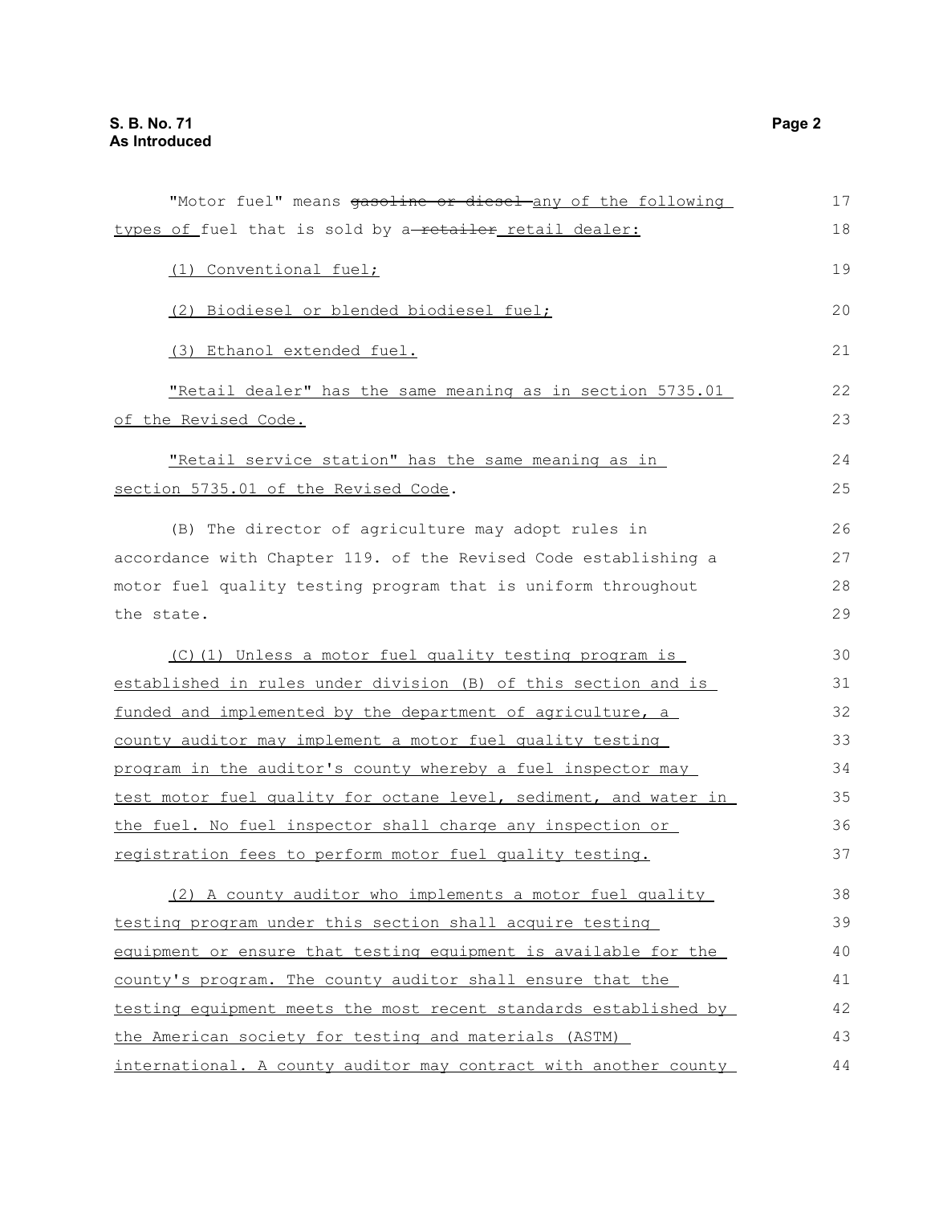"Motor fuel" means ~~gasoline or diesel~~ any of the following types of fuel that is sold by a ~~retailer~~ retail dealer:

(1) Conventional fuel;

(2) Biodiesel or blended biodiesel fuel;

(3) Ethanol extended fuel.

"Retail dealer" has the same meaning as in section 5735.01 of the Revised Code.

"Retail service station" has the same meaning as in section 5735.01 of the Revised Code.

(B) The director of agriculture may adopt rules in accordance with Chapter 119. of the Revised Code establishing a motor fuel quality testing program that is uniform throughout the state.

(C)(1) Unless a motor fuel quality testing program is established in rules under division (B) of this section and is funded and implemented by the department of agriculture, a county auditor may implement a motor fuel quality testing program in the auditor's county whereby a fuel inspector may test motor fuel quality for octane level, sediment, and water in the fuel. No fuel inspector shall charge any inspection or registration fees to perform motor fuel quality testing.

(2) A county auditor who implements a motor fuel quality testing program under this section shall acquire testing equipment or ensure that testing equipment is available for the county's program. The county auditor shall ensure that the testing equipment meets the most recent standards established by the American society for testing and materials (ASTM) international. A county auditor may contract with another county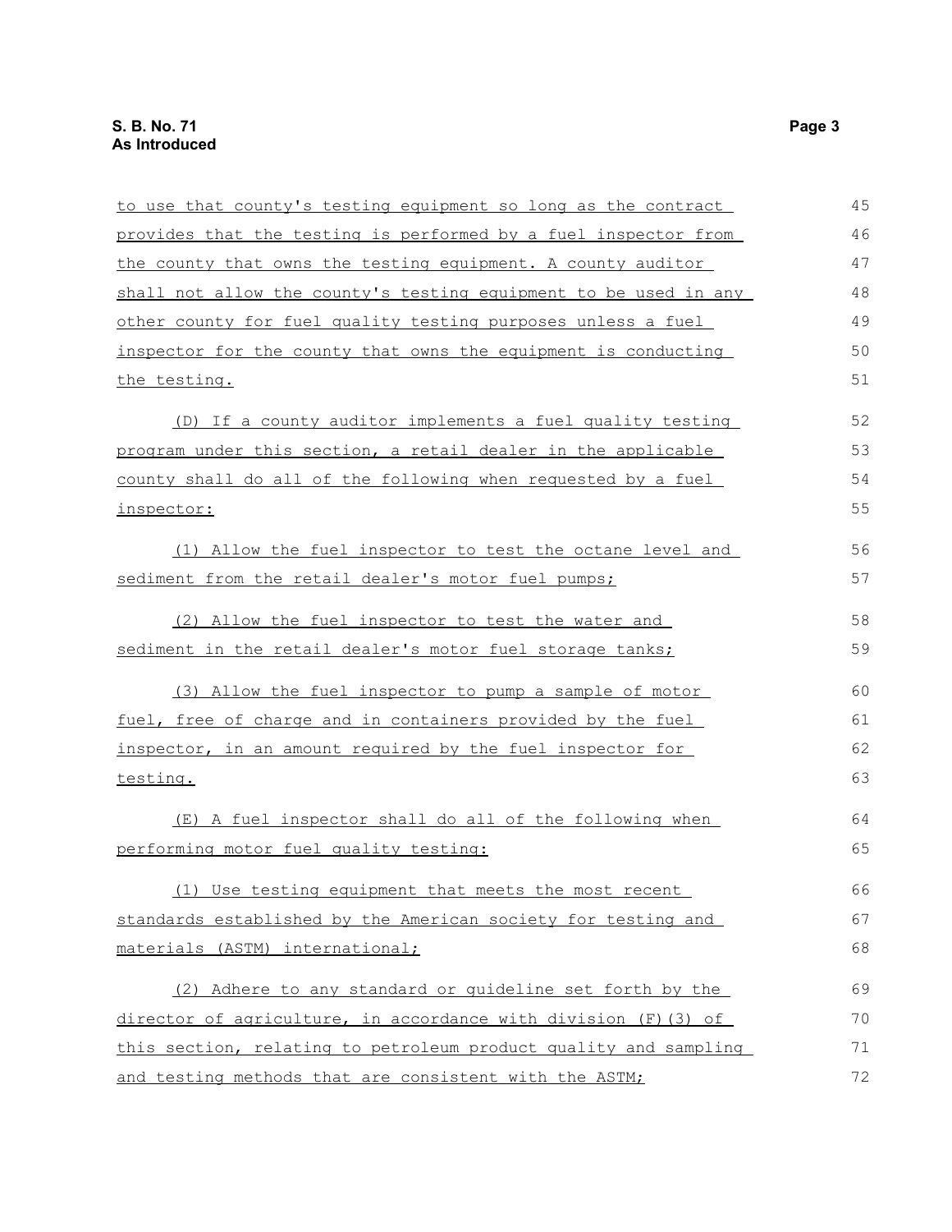to use that county's testing equipment so long as the contract provides that the testing is performed by a fuel inspector from the county that owns the testing equipment. A county auditor shall not allow the county's testing equipment to be used in any other county for fuel quality testing purposes unless a fuel inspector for the county that owns the equipment is conducting the testing.

(D) If a county auditor implements a fuel quality testing program under this section, a retail dealer in the applicable county shall do all of the following when requested by a fuel inspector:

(1) Allow the fuel inspector to test the octane level and sediment from the retail dealer's motor fuel pumps;

(2) Allow the fuel inspector to test the water and sediment in the retail dealer's motor fuel storage tanks;

(3) Allow the fuel inspector to pump a sample of motor fuel, free of charge and in containers provided by the fuel inspector, in an amount required by the fuel inspector for testing.

(E) A fuel inspector shall do all of the following when performing motor fuel quality testing:

(1) Use testing equipment that meets the most recent standards established by the American society for testing and materials (ASTM) international;

(2) Adhere to any standard or guideline set forth by the director of agriculture, in accordance with division (F)(3) of this section, relating to petroleum product quality and sampling and testing methods that are consistent with the ASTM;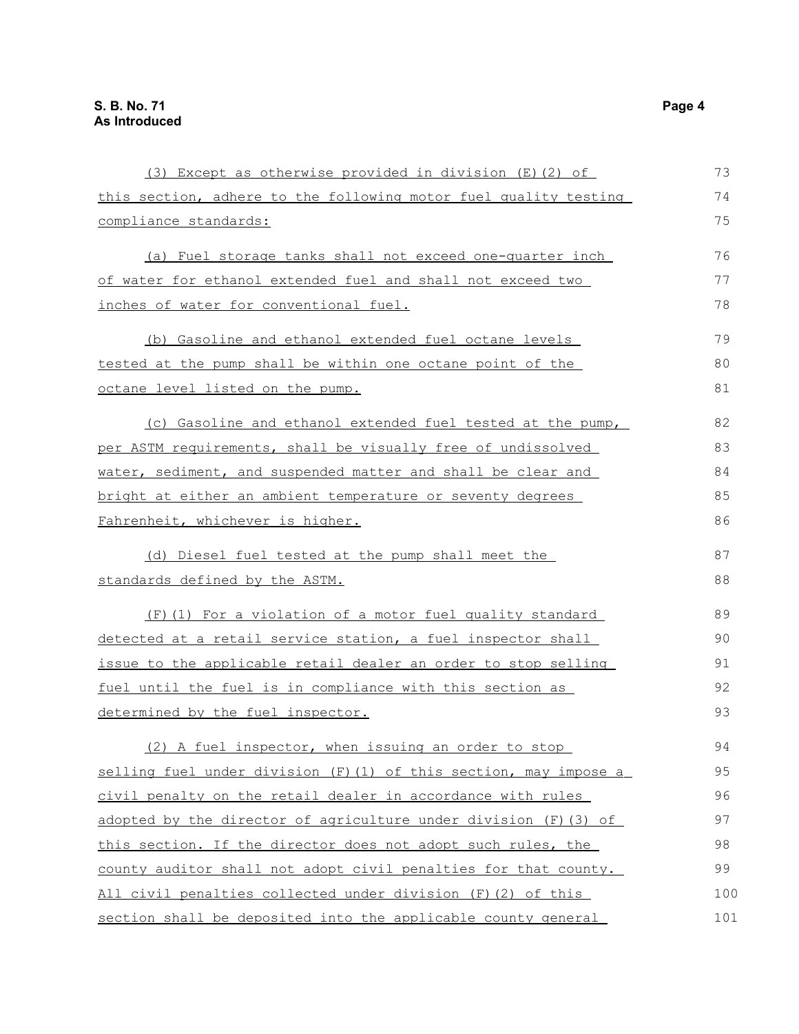(3) Except as otherwise provided in division (E)(2) of this section, adhere to the following motor fuel quality testing compliance standards:

(a) Fuel storage tanks shall not exceed one-quarter inch of water for ethanol extended fuel and shall not exceed two inches of water for conventional fuel.

(b) Gasoline and ethanol extended fuel octane levels tested at the pump shall be within one octane point of the octane level listed on the pump.

(c) Gasoline and ethanol extended fuel tested at the pump, per ASTM requirements, shall be visually free of undissolved water, sediment, and suspended matter and shall be clear and bright at either an ambient temperature or seventy degrees Fahrenheit, whichever is higher.

(d) Diesel fuel tested at the pump shall meet the standards defined by the ASTM.

(F)(1) For a violation of a motor fuel quality standard detected at a retail service station, a fuel inspector shall issue to the applicable retail dealer an order to stop selling fuel until the fuel is in compliance with this section as determined by the fuel inspector.

(2) A fuel inspector, when issuing an order to stop selling fuel under division (F)(1) of this section, may impose a civil penalty on the retail dealer in accordance with rules adopted by the director of agriculture under division (F)(3) of this section. If the director does not adopt such rules, the county auditor shall not adopt civil penalties for that county. All civil penalties collected under division (F)(2) of this section shall be deposited into the applicable county general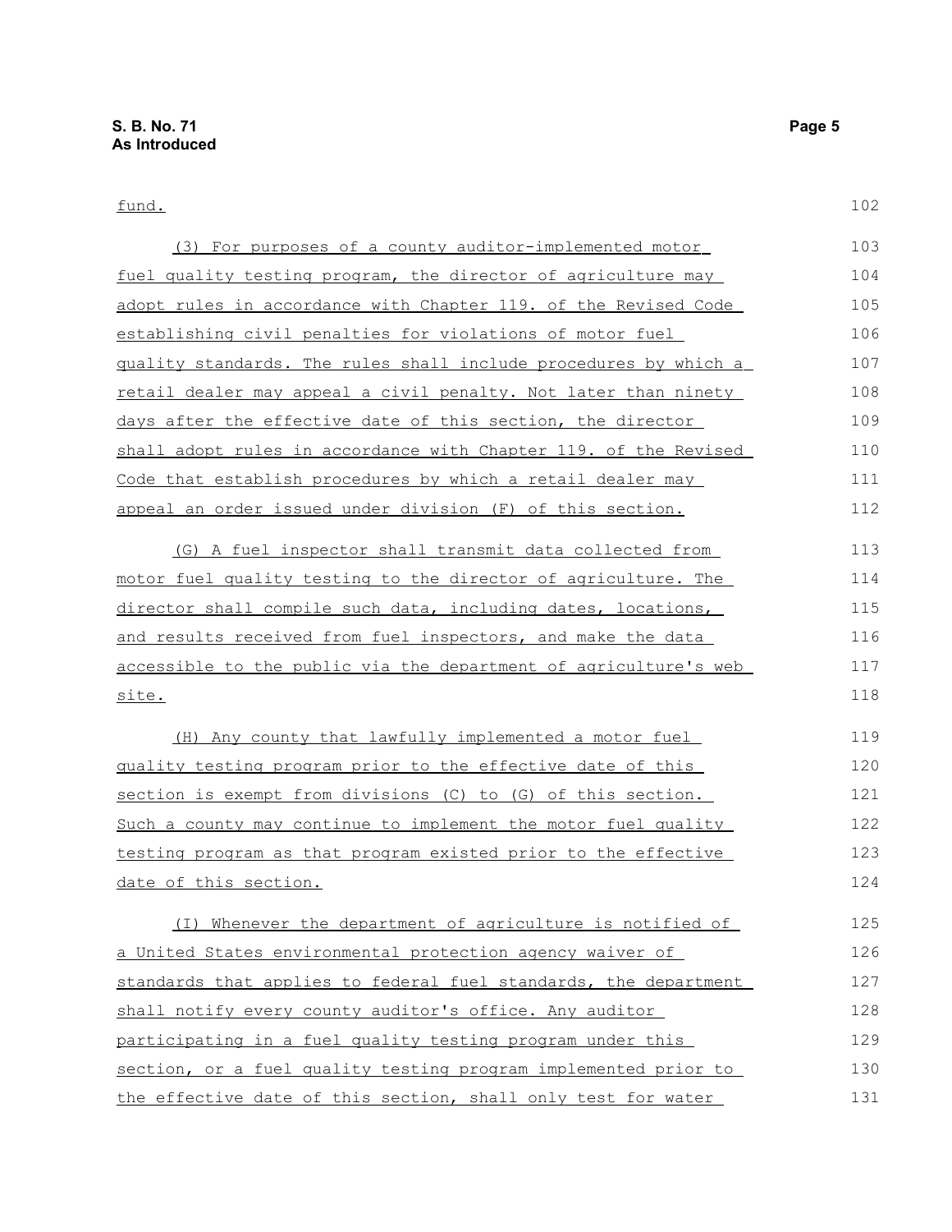fund.

(3) For purposes of a county auditor-implemented motor fuel quality testing program, the director of agriculture may adopt rules in accordance with Chapter 119. of the Revised Code establishing civil penalties for violations of motor fuel quality standards. The rules shall include procedures by which a retail dealer may appeal a civil penalty. Not later than ninety days after the effective date of this section, the director shall adopt rules in accordance with Chapter 119. of the Revised Code that establish procedures by which a retail dealer may appeal an order issued under division (F) of this section.

(G) A fuel inspector shall transmit data collected from motor fuel quality testing to the director of agriculture. The director shall compile such data, including dates, locations, and results received from fuel inspectors, and make the data accessible to the public via the department of agriculture's web site.

(H) Any county that lawfully implemented a motor fuel quality testing program prior to the effective date of this section is exempt from divisions (C) to (G) of this section. Such a county may continue to implement the motor fuel quality testing program as that program existed prior to the effective date of this section.

(I) Whenever the department of agriculture is notified of a United States environmental protection agency waiver of standards that applies to federal fuel standards, the department shall notify every county auditor's office. Any auditor participating in a fuel quality testing program under this section, or a fuel quality testing program implemented prior to the effective date of this section, shall only test for water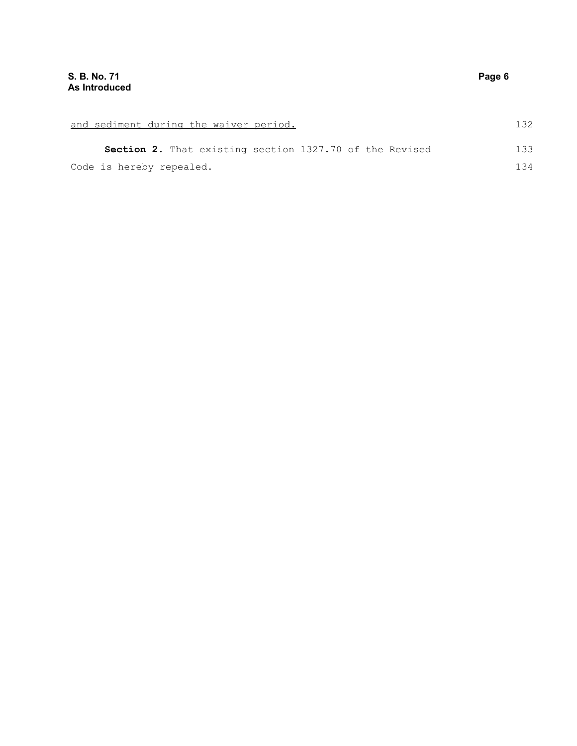and sediment during the waiver period.

**Section 2.** That existing section 1327.70 of the Revised Code is hereby repealed.